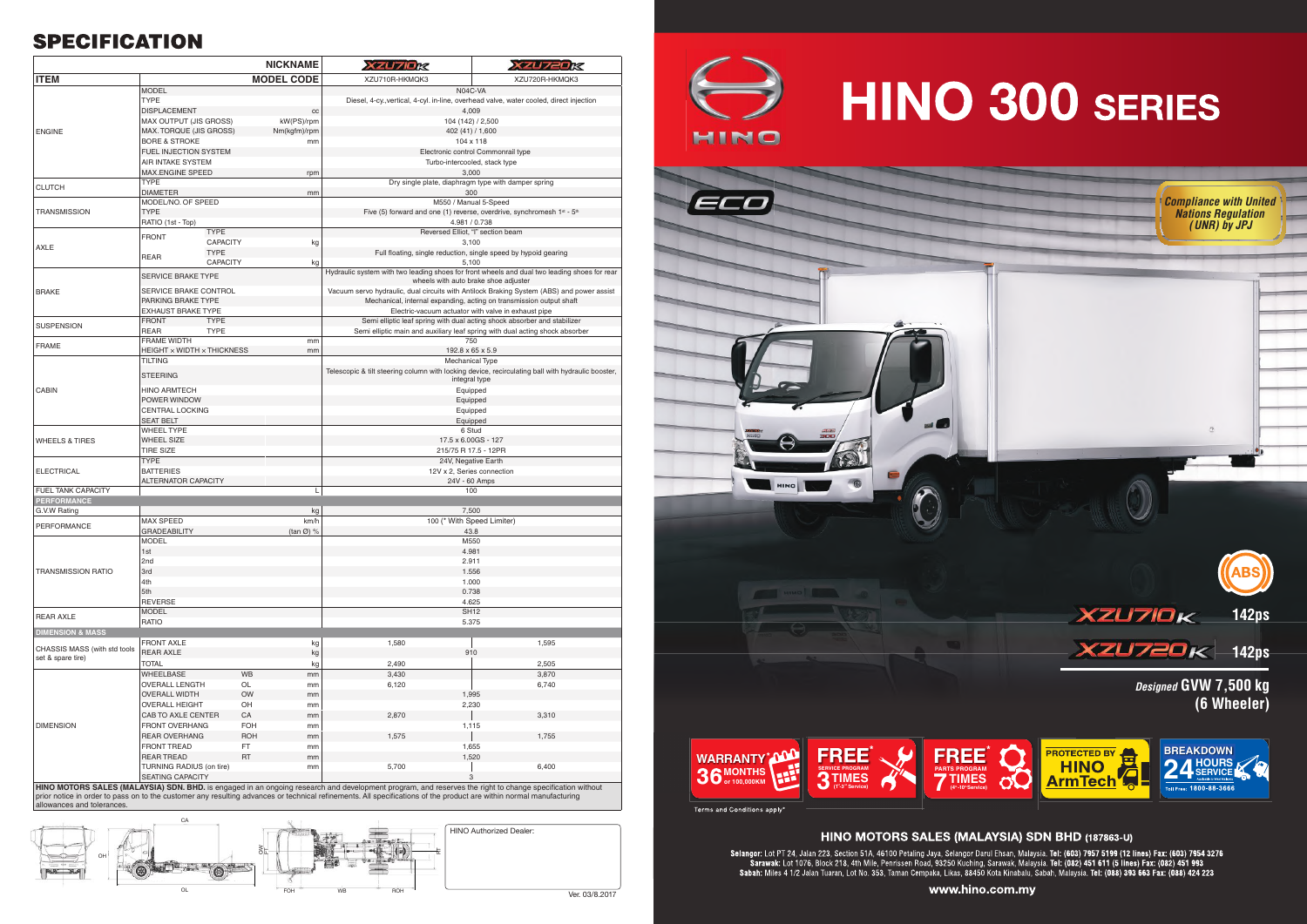# SPECIFICATION

| ITEM | | NICKNAME / MODEL CODE | XZU710K (XZU710R-HKMQK3) | XZU720K (XZU720R-HKMQK3) |
|---|---|---|---|---|
| ENGINE | MODEL | | N04C-VA | |
| | TYPE | | Diesel, 4-cy.,vertical, 4-cyl. in-line, overhead valve, water cooled, direct injection | |
| | DISPLACEMENT | cc | 4,009 | |
| | MAX OUTPUT (JIS GROSS) | kW(PS)/rpm | 104 (142) / 2,500 | |
| | MAX. TORQUE (JIS GROSS) | Nm(kgfm)/rpm | 402 (41) / 1,600 | |
| | BORE & STROKE | mm | 104 x 118 | |
| | FUEL INJECTION SYSTEM | | Electronic control Commonrail type | |
| | AIR INTAKE SYSTEM | | Turbo-intercooled, stack type | |
| | MAX.ENGINE SPEED | rpm | 3,000 | |
| CLUTCH | TYPE | | Dry single plate, diaphragm type with damper spring | |
| | DIAMETER | mm | 300 | |
| TRANSMISSION | MODEL/NO. OF SPEED | | M550 / Manual 5-Speed | |
| | TYPE | | Five (5) forward and one (1) reverse, overdrive, synchromesh 1st - 5th | |
| | RATIO (1st - Top) | | 4.981 / 0.738 | |
| AXLE | FRONT TYPE | | Reversed Elliot, "I" section beam | |
| | FRONT CAPACITY | kg | 3,100 | |
| | REAR TYPE | | Full floating, single reduction, single speed by hypoid gearing | |
| | REAR CAPACITY | kg | 5,100 | |
| BRAKE | SERVICE BRAKE TYPE | | Hydraulic system with two leading shoes for front wheels and dual two leading shoes for rear wheels with auto brake shoe adjuster | |
| | SERVICE BRAKE CONTROL | | Vacuum servo hydraulic, dual circuits with Antilock Braking System (ABS) and power assist | |
| | PARKING BRAKE TYPE | | Mechanical, internal expanding, acting on transmission output shaft | |
| | EXHAUST BRAKE TYPE | | Electric-vacuum actuator with valve in exhaust pipe | |
| SUSPENSION | FRONT TYPE | | Semi elliptic leaf spring with dual acting shock absorber and stabilizer | |
| | REAR TYPE | | Semi elliptic main and auxiliary leaf spring with dual acting shock absorber | |
| FRAME | FRAME WIDTH | mm | 750 | |
| | HEIGHT x WIDTH x THICKNESS | mm | 192.8 x 65 x 5.9 | |
| CABIN | TILTING | | Mechanical Type | |
| | STEERING | | Telescopic & tilt steering column with locking device, recirculating ball with hydraulic booster, integral type | |
| | HINO ARMTECH | | Equipped | |
| | POWER WINDOW | | Equipped | |
| | CENTRAL LOCKING | | Equipped | |
| | SEAT BELT | | Equipped | |
| WHEELS & TIRES | WHEEL TYPE | | 6 Stud | |
| | WHEEL SIZE | | 17.5 x 6.00GS - 127 | |
| | TIRE SIZE | | 215/75 R 17.5 - 12PR | |
| ELECTRICAL | TYPE | | 24V, Negative Earth | |
| | BATTERIES | | 12V x 2, Series connection | |
| | ALTERNATOR CAPACITY | | 24V - 60 Amps | |
| FUEL TANK CAPACITY | | L | 100 | |
| **PERFORMANCE** | | | | |
| G.V.W Rating | | kg | 7,500 | |
| PERFORMANCE | MAX SPEED | km/h | 100 (* With Speed Limiter) | |
| | GRADEABILITY | (tan Ø) % | 43.8 | |
| TRANSMISSION RATIO | MODEL | | M550 | |
| | 1st | | 4.981 | |
| | 2nd | | 2.911 | |
| | 3rd | | 1.556 | |
| | 4th | | 1.000 | |
| | 5th | | 0.738 | |
| | REVERSE | | 4.625 | |
| REAR AXLE | MODEL | | SH12 | |
| | RATIO | | 5.375 | |
| **DIMENSION & MASS** | | | | |
| CHASSIS MASS (with std tools set & spare tire) | FRONT AXLE | kg | 1,580 | 1,595 |
| | REAR AXLE | kg | 910 | |
| | TOTAL | kg | 2,490 | 2,505 |
| DIMENSION | WHEELBASE (WB) | mm | 3,430 | 3,870 |
| | OVERALL LENGTH (OL) | mm | 6,120 | 6,740 |
| | OVERALL WIDTH (OW) | mm | 1,995 | |
| | OVERALL HEIGHT (OH) | mm | 2,230 | |
| | CAB TO AXLE CENTER (CA) | mm | 2,870 | 3,310 |
| | FRONT OVERHANG (FOH) | mm | 1,115 | |
| | REAR OVERHANG (ROH) | mm | 1,575 | 1,755 |
| | FRONT TREAD (FT) | mm | 1,655 | |
| | REAR TREAD (RT) | mm | 1,520 | |
| | TURNING RADIUS (on tire) | mm | 5,700 | 6,400 |
| | SEATING CAPACITY | | 3 | |

**HINO MOTORS SALES (MALAYSIA) SDN. BHD.** is engaged in an ongoing research and development program, and reserves the right to change specification without prior notice in order to pass on to the customer any resulting advances or technical refinements. All specifications of the product are within normal manufacturing allowances and tolerances.

CA OH OL FOH WB ROH OW FT RT

HINO Authorized Dealer:

Ver. 03/8.2017

# HINO 300 SERIES

ECO

Compliance with United Nations Regulation (UNR) by JPJ

ABS

XZU710K 142ps

XZU720K 142ps

*Designed* **GVW 7,500 kg (6 Wheeler)**

WARRANTY* 36 MONTHS or 100,000KM | FREE* SERVICE PROGRAM 3 TIMES (1st-3rd Service) | FREE* PARTS PROGRAM 7 TIMES (4th-10th Service) | PROTECTED BY HINO ArmTech | BREAKDOWN 24 HOURS SERVICE Toll Free: 1800-88-3666

Terms and Conditions apply*

## HINO MOTORS SALES (MALAYSIA) SDN BHD (187863-U)

Selangor: Lot PT 24, Jalan 223, Section 51A, 46100 Petaling Jaya, Selangor Darul Ehsan, Malaysia. Tel: (603) 7957 5199 (12 lines) Fax: (603) 7954 3276
Sarawak: Lot 1076, Block 218, 4th Mile, Penrissen Road, 93250 Kuching, Sarawak, Malaysia. Tel: (082) 451 611 (5 lines) Fax: (082) 451 993
Sabah: Miles 4 1/2 Jalan Tuaran, Lot No. 353, Taman Cempaka, Likas, 88450 Kota Kinabalu, Sabah, Malaysia. Tel: (088) 393 663 Fax: (088) 424 223

www.hino.com.my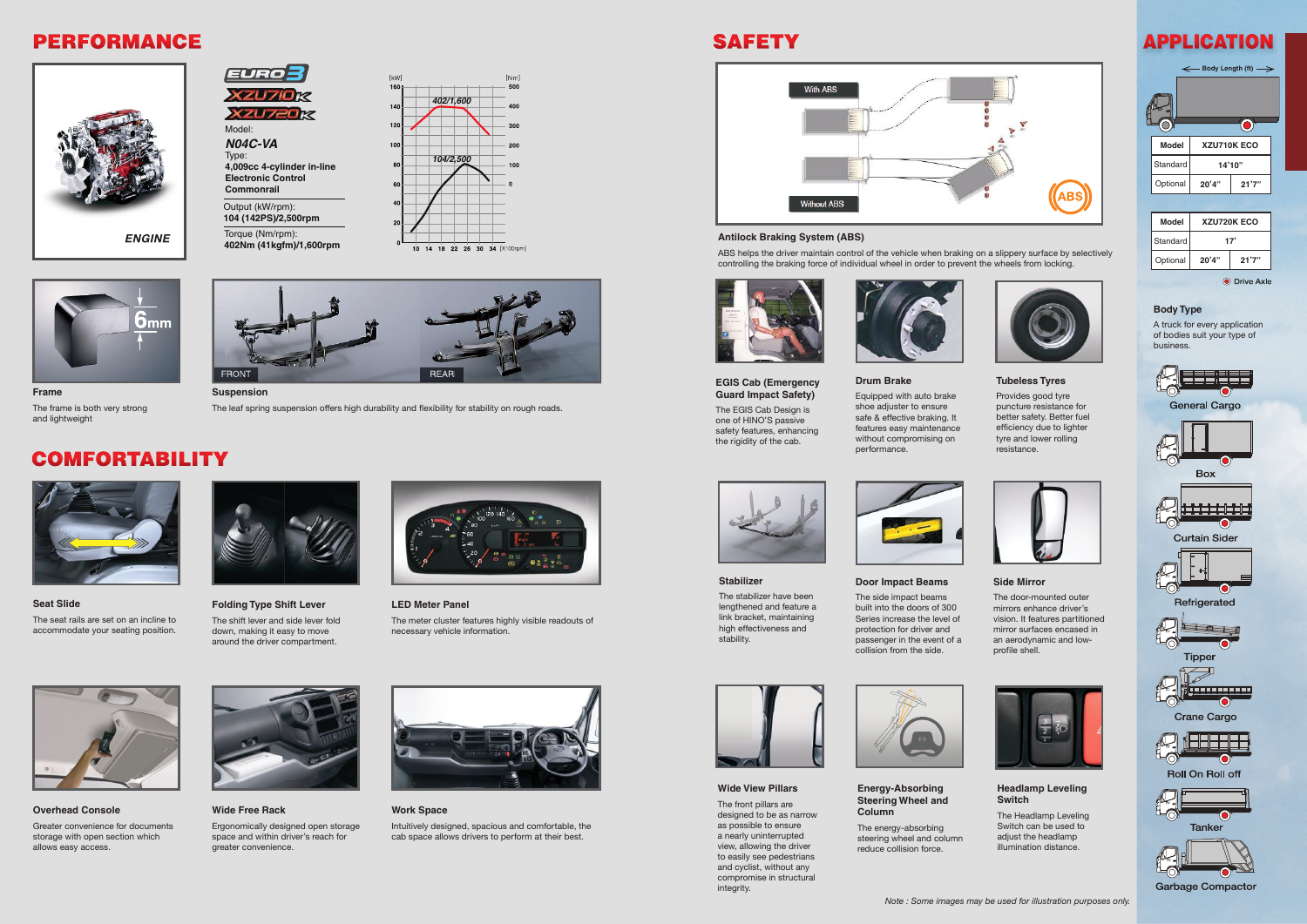# PERFORMANCE

ENGINE

EURO3

XZU710K

XZU720K

Model:
*N04C-VA*
Type:
**4,009cc 4-cylinder in-line Electronic Control Commonrail**

Output (kW/rpm):
**104 (142PS)/2,500rpm**

Torque (Nm/rpm):
**402Nm (41kgfm)/1,600rpm**

[kW] [Nm]

402/1,600

104/2,500

160 140 120 100 80 60 40 20 0

500 400 300 200 100 0

10 14 18 22 26 30 34 [X100rpm]

6mm

### Frame

The frame is both very strong and lightweight

FRONT

REAR

### Suspension

The leaf spring suspension offers high durability and flexibility for stability on rough roads.

# COMFORTABILITY

### Seat Slide

The seat rails are set on an incline to accommodate your seating position.

### Folding Type Shift Lever

The shift lever and side lever fold down, making it easy to move around the driver compartment.

### LED Meter Panel

The meter cluster features highly visible readouts of necessary vehicle information.

### Overhead Console

Greater convenience for documents storage with open section which allows easy access.

### Wide Free Rack

Ergonomically designed open storage space and within driver's reach for greater convenience.

### Work Space

Intuitively designed, spacious and comfortable, the cab space allows drivers to perform at their best.

# SAFETY

With ABS

Without ABS

ABS

### Antilock Braking System (ABS)

ABS helps the driver maintain control of the vehicle when braking on a slippery surface by selectively controlling the braking force of individual wheel in order to prevent the wheels from locking.

### EGIS Cab (Emergency Guard Impact Safety)

The EGIS Cab Design is one of HINO'S passive safety features, enhancing the rigidity of the cab.

### Drum Brake

Equipped with auto brake shoe adjuster to ensure safe & effective braking. It features easy maintenance without compromising on performance.

### Tubeless Tyres

Provides good tyre puncture resistance for better safety. Better fuel efficiency due to lighter tyre and lower rolling resistance.

### Stabilizer

The stabilizer have been lengthened and feature a link bracket, maintaining high effectiveness and stability.

### Door Impact Beams

The side impact beams built into the doors of 300 Series increase the level of protection for driver and passenger in the event of a collision from the side.

### Side Mirror

The door-mounted outer mirrors enhance driver's vision. It features partitioned mirror surfaces encased in an aerodynamic and low-profile shell.

### Wide View Pillars

The front pillars are designed to be as narrow as possible to ensure a nearly uninterrupted view, allowing the driver to easily see pedestrians and cyclist, without any compromise in structural integrity.

### Energy-Absorbing Steering Wheel and Column

The energy-absorbing steering wheel and column reduce collision force.

### Headlamp Leveling Switch

The Headlamp Leveling Switch can be used to adjust the headlamp illumination distance.

*Note : Some images may be used for illustration purposes only.*

# APPLICATION

Body Length (ft)

| Model | XZU710K ECO | |
|---|---|---|
| Standard | 14'10" | |
| Optional | 20'4" | 21'7" |

| Model | XZU720K ECO | |
|---|---|---|
| Standard | 17' | |
| Optional | 20'4" | 21'7" |

Drive Axle

### Body Type

A truck for every application of bodies suit your type of business.

General Cargo

Box

Curtain Sider

Refrigerated

Tipper

Crane Cargo

Roll On Roll off

Tanker

Garbage Compactor